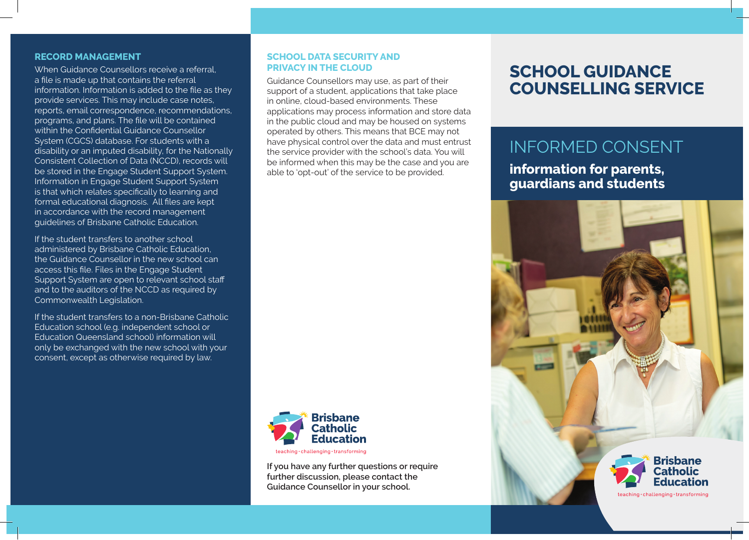## RECORD MANAGEMENT

When Guidance Counsellors receive a referral, a file is made up that contains the referral information. Information is added to the file as they provide services. This may include case notes, reports, email correspondence, recommendations, programs, and plans. The file will be contained within the Confidential Guidance Counsellor System (CGCS) database. For students with a disability or an imputed disability, for the Nationally Consistent Collection of Data (NCCD), records will be stored in the Engage Student Support System. Information in Engage Student Support System is that which relates specifically to learning and formal educational diagnosis. All files are kept in accordance with the record management guidelines of Brisbane Catholic Education.

If the student transfers to another school administered by Brisbane Catholic Education, the Guidance Counsellor in the new school can access this file. Files in the Engage Student Support System are open to relevant school staff and to the auditors of the NCCD as required by Commonwealth Legislation.

If the student transfers to a non-Brisbane Catholic Education school (e.g. independent school or Education Queensland school) information will only be exchanged with the new school with your consent, except as otherwise required by law.

## SCHOOL DATA SECURITY AND PRIVACY IN THE CLOUD

Guidance Counsellors may use, as part of their support of a student, applications that take place in online, cloud-based environments. These applications may process information and store data in the public cloud and may be housed on systems operated by others. This means that BCE may not have physical control over the data and must entrust the service provider with the school's data. You will be informed when this may be the case and you are able to 'opt-out' of the service to be provided.

Brisbane Catholic Education

teaching · challenging · transforming

**If you have any further questions or require further discussion, please contact the Guidance Counsellor in your school.**

# SCHOOL GUIDANCE COUNSELLING SERVICE

## INFORMED CONSENT

**information for parents, guardians and students**

Brisbane Catholic Education

teaching · challenging · transforming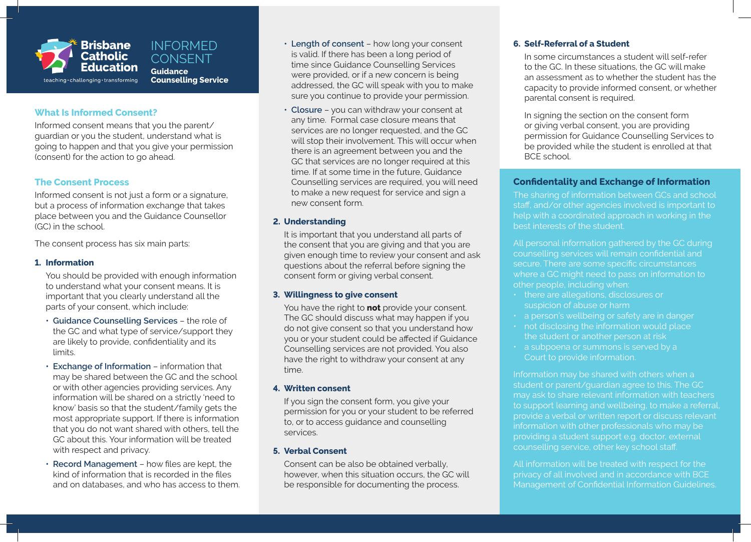Brisbane Catholic Education

teaching · challenging · transforming

# INFORMED CONSENT

**Guidance Counselling Service**

## What Is Informed Consent?

Informed consent means that you the parent/guardian or you the student, understand what is going to happen and that you give your permission (consent) for the action to go ahead.

## The Consent Process

Informed consent is not just a form or a signature, but a process of information exchange that takes place between you and the Guidance Counsellor (GC) in the school.

The consent process has six main parts:

### 1. Information

You should be provided with enough information to understand what your consent means. It is important that you clearly understand all the parts of your consent, which include:

- Guidance Counselling Services – the role of the GC and what type of service/support they are likely to provide, confidentiality and its limits.
- Exchange of Information – information that may be shared between the GC and the school or with other agencies providing services. Any information will be shared on a strictly 'need to know' basis so that the student/family gets the most appropriate support. If there is information that you do not want shared with others, tell the GC about this. Your information will be treated with respect and privacy.
- Record Management – how files are kept, the kind of information that is recorded in the files and on databases, and who has access to them.
- Length of consent – how long your consent is valid. If there has been a long period of time since Guidance Counselling Services were provided, or if a new concern is being addressed, the GC will speak with you to make sure you continue to provide your permission.
- Closure – you can withdraw your consent at any time. Formal case closure means that services are no longer requested, and the GC will stop their involvement. This will occur when there is an agreement between you and the GC that services are no longer required at this time. If at some time in the future, Guidance Counselling services are required, you will need to make a new request for service and sign a new consent form.

### 2. Understanding

It is important that you understand all parts of the consent that you are giving and that you are given enough time to review your consent and ask questions about the referral before signing the consent form or giving verbal consent.

### 3. Willingness to give consent

You have the right to **not** provide your consent. The GC should discuss what may happen if you do not give consent so that you understand how you or your student could be affected if Guidance Counselling services are not provided. You also have the right to withdraw your consent at any time.

### 4. Written consent

If you sign the consent form, you give your permission for you or your student to be referred to, or to access guidance and counselling services.

### 5. Verbal Consent

Consent can be also be obtained verbally, however, when this situation occurs, the GC will be responsible for documenting the process.

### 6. Self-Referral of a Student

In some circumstances a student will self-refer to the GC. In these situations, the GC will make an assessment as to whether the student has the capacity to provide informed consent, or whether parental consent is required.

In signing the section on the consent form or giving verbal consent, you are providing permission for Guidance Counselling Services to be provided while the student is enrolled at that BCE school.

## Confidentality and Exchange of Information

The sharing of information between GCs and school staff, and/or other agencies involved is important to help with a coordinated approach in working in the best interests of the student.

All personal information gathered by the GC during counselling services will remain confidential and secure. There are some specific circumstances where a GC might need to pass on information to other people, including when:

- there are allegations, disclosures or suspicion of abuse or harm
- a person's wellbeing or safety are in danger
- not disclosing the information would place the student or another person at risk
- a subpoena or summons is served by a Court to provide information.

Information may be shared with others when a student or parent/guardian agree to this. The GC may ask to share relevant information with teachers to support learning and wellbeing, to make a referral, provide a verbal or written report or discuss relevant information with other professionals who may be providing a student support e.g. doctor, external counselling service, other key school staff.

All information will be treated with respect for the privacy of all involved and in accordance with BCE Management of Confidential Information Guidelines.